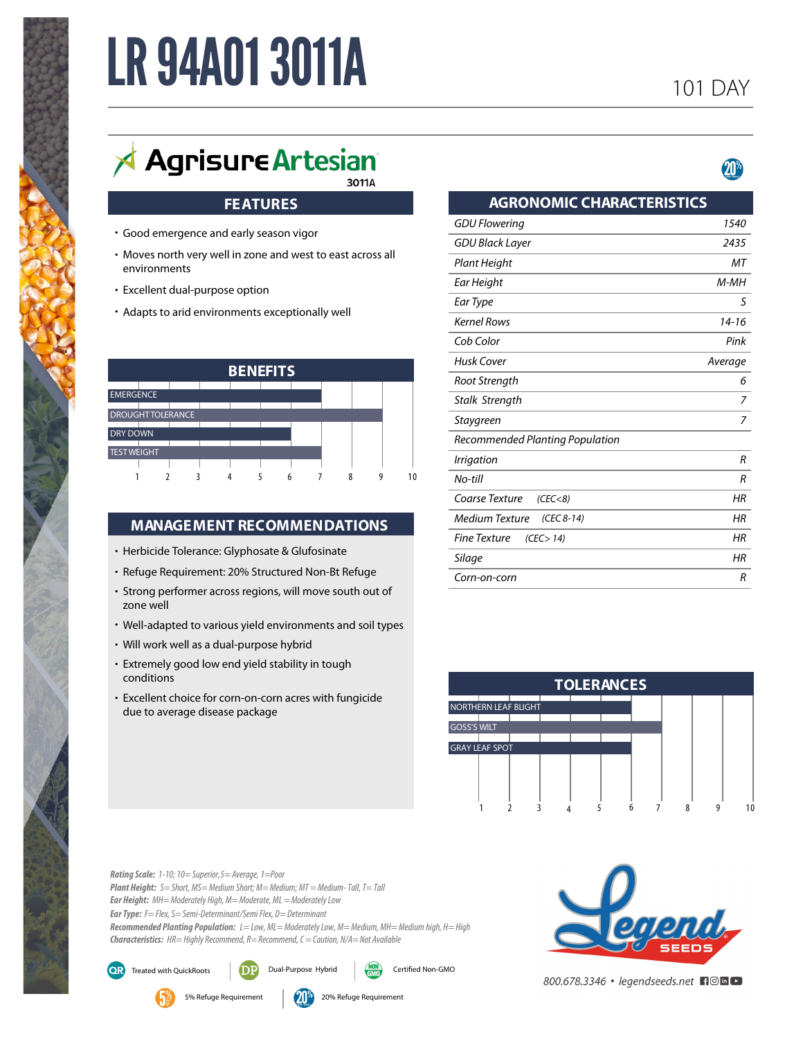# LR 94A01 3011A

101 DAY

Agrisure Artesian 3011A

## FEATURES

- Good emergence and early season vigor
- Moves north very well in zone and west to east across all environments
- Excellent dual-purpose option
- Adapts to arid environments exceptionally well

## BENEFITS

| Benefit | Rating (1-10) |
|---|---|
| EMERGENCE | 7 |
| DROUGHT TOLERANCE | 9 |
| DRY DOWN | 6 |
| TEST WEIGHT | 7 |

## MANAGEMENT RECOMMENDATIONS

- Herbicide Tolerance: Glyphosate & Glufosinate
- Refuge Requirement: 20% Structured Non-Bt Refuge
- Strong performer across regions, will move south out of zone well
- Well-adapted to various yield environments and soil types
- Will work well as a dual-purpose hybrid
- Extremely good low end yield stability in tough conditions
- Excellent choice for corn-on-corn acres with fungicide due to average disease package

## AGRONOMIC CHARACTERISTICS

| Characteristic | Value |
|---|---|
| GDU Flowering | 1540 |
| GDU Black Layer | 2435 |
| Plant Height | MT |
| Ear Height | M-MH |
| Ear Type | S |
| Kernel Rows | 14-16 |
| Cob Color | Pink |
| Husk Cover | Average |
| Root Strength | 6 |
| Stalk Strength | 7 |
| Staygreen | 7 |
| Recommended Planting Population | |
| Irrigation | R |
| No-till | R |
| Coarse Texture (CEC<8) | HR |
| Medium Texture (CEC 8-14) | HR |
| Fine Texture (CEC> 14) | HR |
| Silage | HR |
| Corn-on-corn | R |

## TOLERANCES

| Tolerance | Rating (1-10) |
|---|---|
| NORTHERN LEAF BLIGHT | 6 |
| GOSS'S WILT | 7 |
| GRAY LEAF SPOT | 6 |

*Rating Scale:* 1-10; 10= Superior, 5= Average, 1=Poor
*Plant Height:* S= Short, MS= Medium Short; M= Medium; MT = Medium- Tall, T= Tall
*Ear Height:* MH= Moderately High, M= Moderate, ML = Moderately Low
*Ear Type:* F= Flex, S= Semi-Determinant/Semi Flex, D= Determinant
*Recommended Planting Population:* L= Low, ML= Moderately Low, M= Medium, MH= Medium high, H= High
*Characteristics:* HR= Highly Recommend, R= Recommend, C= Caution, N/A= Not Available

QR Treated with QuickRoots | DP Dual-Purpose Hybrid | Certified Non-GMO

5% Refuge Requirement | 20% Refuge Requirement

Legend SEEDS

800.678.3346 • legendseeds.net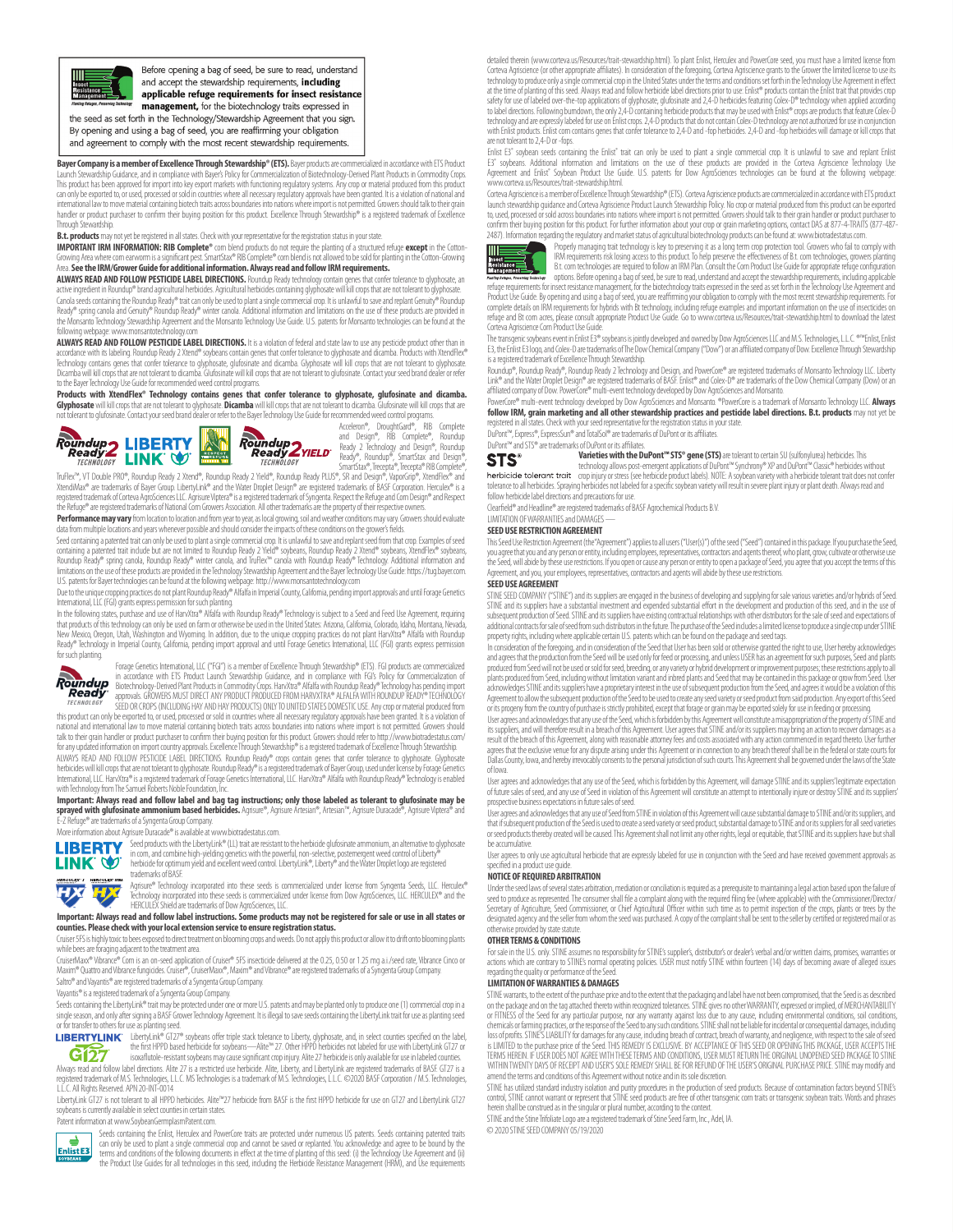Before opening a bag of seed, be sure to read, understand and accept the stewardship requirements, **including applicable refuge requirements for insect resistance management,** for the biotechnology traits expressed in the seed as set forth in the Technology/Stewardship Agreement that you sign. By opening and using a bag of seed, you are reaffirming your obligation and agreement to comply with the most recent stewardship requirements.

**Bayer Company is a member of Excellence Through Stewardship® (ETS).** Bayer products are commercialized in accordance with ETS Product Launch Stewardship Guidance, and in compliance with Bayer's Policy for Commercialization of Biotechnology-Derived Plant Products in Commodity Crops. This product has been approved for import into key export markets with functioning regulatory systems. Any crop or material produced from this product can only be exported to, or used, processed or sold in countries where all necessary regulatory approvals have been granted. It is a violation of national and international law to move material containing biotech traits across boundaries into nations where import is not permitted. Growers should talk to their grain handler or product purchaser to confirm their buying position for this product. Excellence Through Stewardship® is a registered trademark of Excellence Through Stewardship.

**B.t. products** may not yet be registered in all states. Check with your representative for the registration status in your state.

**IMPORTANT IRM INFORMATION: RIB Complete®** corn blend products do not require the planting of a structured refuge **except** in the Cotton-Growing Area where corn earworm is a significant pest. SmartStax® RIB Complete® corn blend is not allowed to be sold for planting in the Cotton-Growing Area. **See the IRM/Grower Guide for additional information. Always read and follow IRM requirements.**

**ALWAYS READ AND FOLLOW PESTICIDE LABEL DIRECTIONS.** Roundup Ready technology contains genes that confer tolerance to glyphosate, an active ingredient in Roundup® brand agricultural herbicides. Agricultural herbicides containing glyphosate will kill crops that are not tolerant to glyphosate. Canola seeds containing the Roundup Ready® trait can only be used to plant a single commercial crop. It is unlawful to save and replant Genuity® Roundup Ready® spring canola and Genuity® Roundup Ready® winter canola. Additional information and limitations on the use of these products are provided in the Monsanto Technology Stewardship Agreement and the Monsanto Technology Use Guide. U.S. patents for Monsanto technologies can be found at the following webpage: www.monsantotechnology.com

**ALWAYS READ AND FOLLOW PESTICIDE LABEL DIRECTIONS.** It is a violation of federal and state law to use any pesticide product other than in accordance with its labeling. Roundup Ready 2 Xtend® soybeans contain genes that confer tolerance to glyphosate and dicamba. Products with XtendFlex® Technology contains genes that confer tolerance to glyphosate, glufosinate and dicamba. Glyphosate will kill crops that are not tolerant to glyphosate. Dicamba will kill crops that are not tolerant to dicamba. Glufosinate will kill crops that are not tolerant to glufosinate. Contact your seed brand dealer or refer to the Bayer Technology Use Guide for recommended weed control programs.

**Products with XtendFlex® Technology contains genes that confer tolerance to glyphosate, glufosinate and dicamba. Glyphosate** will kill crops that are not tolerant to glyphosate. **Dicamba** will kill crops that are not tolerant to dicamba. Glufosinate will kill crops that are not tolerant to glufosinate. Contact your seed brand dealer or refer to the Bayer Technology Use Guide for recommended weed control programs.

Acceleron®, DroughtGard®, RIB Complete and Design®, RIB Complete®, Roundup Ready 2 Technology and Design®, Roundup Ready®, Roundup®, SmartStax and Design®, SmartStax®, Trecepta®, Trecepta® RIB Complete®, TruFlex™, VT Double PRO®, Roundup Ready 2 Xtend®, Roundup Ready 2 Yield®, Roundup Ready PLUS®, SR and Design®, VaporGrip®, XtendFlex® and XtendiMax® are trademarks of Bayer Group. LibertyLink® and the Water Droplet Design® are registered trademarks of BASF Corporation. Herculex® is a registered trademark of Corteva AgroSciences LLC. Agrisure Viptera® is a registered trademark of Syngenta. Respect the Refuge and Corn Design® and Respect the Refuge® are registered trademarks of National Corn Growers Association. All other trademarks are the property of their respective owners.

**Performance may vary** from location to location and from year to year, as local growing, soil and weather conditions may vary. Growers should evaluate data from multiple locations and years whenever possible and should consider the impacts of these conditions on the grower's fields.

Seed containing a patented trait can only be used to plant a single commercial crop. It is unlawful to save and replant seed from that crop. Examples of seed containing a patented trait include but are not limited to Roundup Ready 2 Yield® soybeans, Roundup Ready 2 Xtend® soybeans, XtendFlex® soybeans, Roundup Ready® spring canola, Roundup Ready® winter canola, and TruFlex™ canola with Roundup Ready® Technology. Additional information and limitations on the use of these products are provided in the Technology Stewardship Agreement and the Bayer Technology Use Guide: https://tug.bayer.com. U.S. patents for Bayer technologies can be found at the following webpage: http://www.monsantotechnology.com

Due to the unique cropping practices do not plant Roundup Ready® Alfalfa in Imperial County, California, pending import approvals and until Forage Genetics International, LLC (FGI) grants express permission for such planting.

In the following states, purchase and use of HarvXtra® Alfalfa with Roundup Ready® Technology is subject to a Seed and Feed Use Agreement, requiring that products of this technology can only be used on farm or otherwise be used in the United States: Arizona, California, Colorado, Idaho, Montana, Nevada, New Mexico, Oregon, Utah, Washington and Wyoming. In addition, due to the unique cropping practices do not plant HarvXtra® Alfalfa with Roundup Ready® Technology in Imperial County, California, pending import approval and until Forage Genetics International, LLC (FGI) grants express permission for such planting.

Forage Genetics International, LLC ("FGI") is a member of Excellence Through Stewardship® (ETS). FGI products are commercialized in accordance with ETS Product Launch Stewardship Guidance, and in compliance with FGI's Policy for Commercialization of Biotechnology-Derived Plant Products in Commodity Crops. HarvXtra® Alfalfa with Roundup Ready® Technology has pending import approvals. GROWERS MUST DIRECT ANY PRODUCT PRODUCED FROM HARVXTRA® ALFALFA WITH ROUNDUP READY® TECHNOLOGY SEED OR CROPS (INCLUDING HAY AND HAY PRODUCTS) ONLY TO UNITED STATES DOMESTIC USE. Any crop or material produced from this product can only be exported to, or used, processed or sold in countries where all necessary regulatory approvals have been granted. It is a violation of national and international law to move material containing biotech traits across boundaries into nations where import is not permitted. Growers should talk to their grain handler or product purchaser to confirm their buying position for this product. Growers should refer to http://www.biotradestatus.com/ for any updated information on import country approvals. Excellence Through Stewardship® is a registered trademark of Excellence Through Stewardship. ALWAYS READ AND FOLLOW PESTICIDE LABEL DIRECTIONS. Roundup Ready® crops contain genes that confer tolerance to glyphosate. Glyphosate herbicides will kill crops that are not tolerant to glyphosate. Roundup Ready® is a registered trademark of Bayer Group, used under license by Forage Genetics International, LLC. HarvXtra® is a registered trademark of Forage Genetics International, LLC. HarvXtra® Alfalfa with Roundup Ready® Technology is enabled with Technology from The Samuel Roberts Noble Foundation, Inc.

**Important: Always read and follow label and bag tag instructions; only those labeled as tolerant to glufosinate may be sprayed with glufosinate ammonium based herbicides.** Agrisure®, Agrisure Artesian®, Artesian™, Agrisure Duracade®, Agrisure Viptera® and E-Z Refuge® are trademarks of a Syngenta Group Company.

More information about Agrisure Duracade® is available at www.biotradestatus.com.

Seed products with the LibertyLink® (LL) trait are resistant to the herbicide glufosinate ammonium, an alternative to glyphosate in corn, and combine high-yielding genetics with the powerful, non-selective, postemergent weed control of Liberty® herbicide for optimum yield and excellent weed control. LibertyLink®, Liberty® and the Water Droplet logo are registered trademarks of BASF.

Agrisure® Technology incorporated into these seeds is commercialized under license from Syngenta Seeds, LLC. Herculex® Technology incorporated into these seeds is commercialized under license from Dow AgroSciences, LLC. HERCULEX® and the HERCULEX Shield are trademarks of Dow AgroSciences, LLC.

**Important: Always read and follow label instructions. Some products may not be registered for sale or use in all states or counties. Please check with your local extension service to ensure registration status.**

Cruiser 5FS is highly toxic to bees exposed to direct treatment on blooming crops and weeds. Do not apply this product or allow it to drift onto blooming plants while bees are foraging adjacent to the treatment area.

CruiserMaxx® Vibrance® Corn is an on-seed application of Cruiser® 5FS insecticide delivered at the 0.25, 0.50 or 1.25 mg a.i./seed rate, Vibrance Cinco or Maxim® Quattro and Vibrance fungicides. Cruiser®, CruiserMaxx®, Maxim® and Vibrance® are trademarks of a Syngenta Group Company.

Saltro® and Vayantis® are registered trademarks of a Syngenta Group Company.

Vayantis® is a registered trademark of a Syngenta Group Company.

Seeds containing the LibertyLink® trait may be protected under one or more U.S. patents and may be planted only to produce one (1) commercial crop in a single season, and only after signing a BASF Grower Technology Agreement. It is illegal to save seeds containing the LibertyLink trait for use as planting seed or for transfer to others for use as planting seed.

LibertyLink® GT27® soybeans offer triple stack tolerance to Liberty, glyphosate, and, in select counties specified on the label, the first HPPD based herbicide for soybeans—Alite™ 27. Other HPPD herbicides not labeled for use with LibertyLink GT27 or isoxaflutole-resistant soybeans may cause significant crop injury. Alite 27 herbicide is only available for use in labeled counties.

Always read and follow label directions. Alite 27 is a restricted use herbicide. Alite, Liberty, and LibertyLink are registered trademarks of BASF. GT27 is a registered trademark of M.S. Technologies, L.L.C. MS Technologies is a trademark of M.S. Technologies, L.L.C. ©2020 BASF Corporation / M.S. Technologies, L.L.C. All Rights Reserved. APN 20-INT-0014

LibertyLink GT27 is not tolerant to all HPPD herbicides. Alite™27 herbicide from BASF is the first HPPD herbicide for use on GT27 and LibertyLink GT27 soybeans is currently available in select counties in certain states.

Patent information at www.SoybeanGermplasmPatent.com.

Seeds containing the Enlist, Herculex and PowerCore traits are protected under numerous US patents. Seeds containing patented traits can only be used to plant a single commercial crop and cannot be saved or replanted. You acknowledge and agree to be bound by the terms and conditions of the following documents in effect at the time of planting of this seed: (i) the Technology Use Agreement and (ii) the Product Use Guides for all technologies in this seed, including the Herbicide Resistance Management (HRM), and Use requirements detailed therein (www.corteva.us/Resources/trait-stewardship.html). To plant Enlist, Herculex and PowerCore seed, you must have a limited license from Corteva Agriscience (or other appropriate affiliates). In consideration of the foregoing, Corteva Agriscience grants to the Grower the limited license to use its technology to produce only a single commercial crop in the United States under the terms and conditions set forth in the Technology Use Agreement in effect at the time of planting of this seed. Always read and follow herbicide label directions prior to use. Enlist® products contain the Enlist trait that provides crop safety for use of labeled over-the-top applications of glyphosate, glufosinate and 2,4-D herbicides featuring Colex-D® technology when applied according to label directions. Following burndown, the only 2,4-D containing herbicide products that may be used with Enlist® crops are products that feature Colex-D technology and are expressly labeled for use on Enlist crops. 2,4-D products that do not contain Colex-D technology are not authorized for use in conjunction with Enlist products. Enlist corn contains genes that confer tolerance to 2,4-D and -fop herbicides. 2,4-D and -fop herbicides will damage or kill crops that are not tolerant to 2,4-D or -fops.

Enlist E3® soybean seeds containing the Enlist® trait can only be used to plant a single commercial crop. It is unlawful to save and replant Enlist E3® soybeans. Additional information and limitations on the use of these products are provided in the Corteva Agriscience Technology Use Agreement and Enlist® Soybean Product Use Guide. U.S. patents for Dow AgroSciences technologies can be found at the following webpage: www.corteva.us/Resources/trait-stewardship.html.

Corteva Agriscience is a member of Excellence Through Stewardship® (ETS). Corteva Agriscience products are commercialized in accordance with ETS product launch stewardship guidance and Corteva Agriscience Product Launch Stewardship Policy. No crop or material produced from this product can be exported to, used, processed or sold across boundaries into nations where import is not permitted. Growers should talk to their grain handler or product purchaser to confirm their buying position for this product. For further information about your crop or grain marketing options, contact DAS at 877-4-TRAITS (877-487-2487). Information regarding the regulatory and market status of agricultural biotechnology products can be found at: www.biotradestatus.com.

Properly managing trait technology is key to preserving it as a long term crop protection tool. Growers who fail to comply with IRM requirements risk losing access to this product. To help preserve the effectiveness of B.t. corn technologies, growers planting B.t. corn technologies are required to follow an IRM Plan. Consult the Corn Product Use Guide for appropriate refuge configuration options. Before opening a bag of seed, be sure to read, understand and accept the stewardship requirements, including applicable refuge requirements for insect resistance management, for the biotechnology traits expressed in the seed as set forth in the Technology Use Agreement and Product Use Guide. By opening and using a bag of seed, you are reaffirming your obligation to comply with the most recent stewardship requirements. For complete details on IRM requirements for hybrids with Bt technology, including refuge examples and important information on the use of insecticides on refuge and Bt corn acres, please consult appropriate Product Use Guide. Go to www.corteva.us/Resources/trait-stewardship.html to download the latest Corteva Agriscience Corn Product Use Guide.

The transgenic soybeans event in Enlist E3® soybeans is jointly developed and owned by Dow AgroSciences LLC and M.S. Technologies, L.L.C. ®™Enlist, Enlist E3, the Enlist E3 logo, and Colex-D are trademarks of The Dow Chemical Company ("Dow") or an affiliated company of Dow. Excellence Through Stewardship is a registered trademark of Excellence Through Stewardship.

Roundup®, Roundup Ready®, Roundup Ready 2 Technology and Design, and PowerCore® are registered trademarks of Monsanto Technology LLC. Liberty Link® and the Water Droplet Design® are registered trademarks of BASF. Enlist® and Colex-D® are trademarks of The Dow Chemical Company (Dow) or an affiliated company of Dow. PowerCore® multi-event technology developed by Dow AgroSciences and Monsanto.

PowerCore® multi-event technology developed by Dow AgroSciences and Monsanto. ®PowerCore is a trademark of Monsanto Technology LLC. **Always follow IRM, grain marketing and all other stewardship practices and pesticide label directions. B.t. products** may not yet be registered in all states. Check with your seed representative for the registration status in your state.

DuPont™, Express®, ExpressSun® and TotalSol® are trademarks of DuPont or its affiliates.

DuPont™ and STS® are trademarks of DuPont or its affiliates.

**Varieties with the DuPont™ STS® gene (STS)** are tolerant to certain SU (sulfonylurea) herbicides. This technology allows post-emergent applications of DuPont™ Synchrony® XP and DuPont™ Classic® herbicides without crop injury or stress (see herbicide product labels). NOTE: A soybean variety with a herbicide tolerant trait does not confer tolerance to all herbicides. Spraying herbicides not labeled for a specific soybean variety will result in severe plant injury or plant death. Always read and follow herbicide label directions and precautions for use.

Clearfield® and Headline® are registered trademarks of BASF Agrochemical Products B.V.

LIMITATION OF WARRANTIES and DAMAGES —

## SEED USE RESTRICTION AGREEMENT

This Seed Use Restriction Agreement (the "Agreement") applies to all users ("User(s)") of the seed ("Seed") contained in this package. If you purchase the Seed, you agree that you and any person or entity, including employees, representatives, contractors and agents thereof, who plant, grow, cultivate or otherwise use the Seed, will abide by these use restrictions. If you open or cause any person or entity to open a package of Seed, you agree that you accept the terms of this Agreement, and you, your employees, representatives, contractors and agents will abide by these use restrictions.

## SEED USE AGREEMENT

STINE SEED COMPANY ("STINE") and its suppliers are engaged in the business of developing and supplying for sale various varieties and/or hybrids of Seed. STINE and its suppliers have a substantial investment and expended substantial effort in the development and production of this seed, and in the use of subsequent production of Seed. STINE and its suppliers have existing contractual relationships with other distributors for the sale of seed and expectations of additional contracts for sale of seed from such distributors in the future. The purchase of the Seed includes a limited license to produce a single crop under STINE property rights, including where applicable certain U.S. patents which can be found on the package and seed tags.

In consideration of the foregoing, and in consideration of the Seed that User has been sold or otherwise granted the right to use, User hereby acknowledges and agrees that the production from the Seed will be used only for feed or processing, and unless USER has an agreement for such purposes, Seed and plants produced from Seed will not be used or sold for seed, breeding, or any variety or hybrid development or improvement purposes; these restrictions apply to all plants produced from Seed, including without limitation variant and inbred plants and Seed that may be contained in this package or grow from Seed. User acknowledges STINE and its suppliers have a proprietary interest in the use of subsequent production from the Seed, and agrees it would be a violation of this Agreement to allow the subsequent production of the Seed to be used to create any seed variety or seed product from said production. Any export of this Seed or its progeny from the country of purchase is strictly prohibited, except that forage or grain may be exported solely for use in feeding or processing.

User agrees and acknowledges that any use of the Seed, which is forbidden by this Agreement will constitute a misappropriation of the property of STINE and its suppliers, and will therefore result in a breach of this Agreement. User agrees that STINE and/or its suppliers may bring an action to recover damages as a result of the breach of this Agreement, along with reasonable attorney fees and costs associated with any action commenced in regard thereto. User further agrees that the exclusive venue for any dispute arising under this Agreement or in connection to any breach thereof shall be in the federal or state courts for Dallas County, Iowa, and hereby irrevocably consents to the personal jurisdiction of such courts. This Agreement shall be governed under the laws of the State of Iowa.

User agrees and acknowledges that any use of the Seed, which is forbidden by this Agreement, will damage STINE and its suppliers' legitimate expectation of future sales of seed, and any use of Seed in violation of this Agreement will constitute an attempt to intentionally injure or destroy STINE and its suppliers' prospective business expectations in future sales of seed.

User agrees and acknowledges that any use of Seed from STINE in violation of this Agreement will cause substantial damage to STINE and/or its suppliers, and that if subsequent production of the Seed is used to create a seed variety or seed product, substantial damage to STINE and or its suppliers for all seed varieties or seed products thereby created will be caused. This Agreement shall not limit any other rights, legal or equitable, that STINE and its suppliers have but shall be accumulative.

User agrees to only use agricultural herbicide that are expressly labeled for use in conjunction with the Seed and have received government approvals as specified in a product use guide.

## NOTICE OF REQUIRED ARBITRATION

Under the seed laws of several states arbitration, mediation or conciliation is required as a prerequisite to maintaining a legal action based upon the failure of seed to produce as represented. The consumer shall file a complaint along with the required filing fee (where applicable) with the Commissioner/Director/Secretary of Agriculture, Seed Commissioner, or Chief Agricultural Officer within such time as to permit inspection of the crops, plants or trees by the designated agency and the seller from whom the seed was purchased. A copy of the complaint shall be sent to the seller by certified or registered mail or as otherwise provided by state statute.

## OTHER TERMS & CONDITIONS

For sale in the U.S. only. STINE assumes no responsibility for STINE's supplier's, distributor's or dealer's verbal and/or written claims, promises, warranties or actions which are contrary to STINE's normal operating policies. USER must notify STINE within fourteen (14) days of becoming aware of alleged issues regarding the quality or performance of the Seed.

## LIMITATION OF WARRANTIES & DAMAGES

STINE warrants, to the extent of the purchase price and to the extent that the packaging and label have not been compromised, that the Seed is as described on the package and on the tag attached thereto within recognized tolerances. STINE gives no other WARRANTY, expressed or implied, of MERCHANTABILITY or FITNESS of the Seed for any particular purpose, nor any warranty against loss due to any cause, including environmental conditions, soil conditions, chemicals or farming practices, or the response of the Seed to any such conditions. STINE shall not be liable for incidental or consequential damages, including loss of profits. STINE'S LIABILITY for damages for any cause, including breach of contract, breach of warranty, and negligence, with respect to the sale of seed is LIMITED to the purchase price of the Seed. THIS REMEDY IS EXCLUSIVE. BY ACCEPTANCE OF THIS SEED OR OPENING THIS PACKAGE, USER ACCEPTS THE TERMS HEREIN. IF USER DOES NOT AGREE WITH THESE TERMS AND CONDITIONS, USER MUST RETURN THE ORIGINAL UNOPENED SEED PACKAGE TO STINE WITHIN TWENTY DAYS OF RECEIPT AND USER'S SOLE REMEDY SHALL BE FOR REFUND OF THE USER'S ORIGINAL PURCHASE PRICE. STINE may modify and amend the terms and conditions of this Agreement without notice and in its sole discretion.

STINE has utilized standard industry isolation and purity procedures in the production of seed products. Because of contamination factors beyond STINE's control, STINE cannot warrant or represent that STINE seed products are free of other transgenic corn traits or transgenic soybean traits. Words and phrases herein shall be construed as in the singular or plural number, according to the context.

STINE and the Stine Infoliate Logo are a registered trademark of Stine Seed Farm, Inc., Adel, IA.

© 2020 STINE SEED COMPANY 05/19/2020